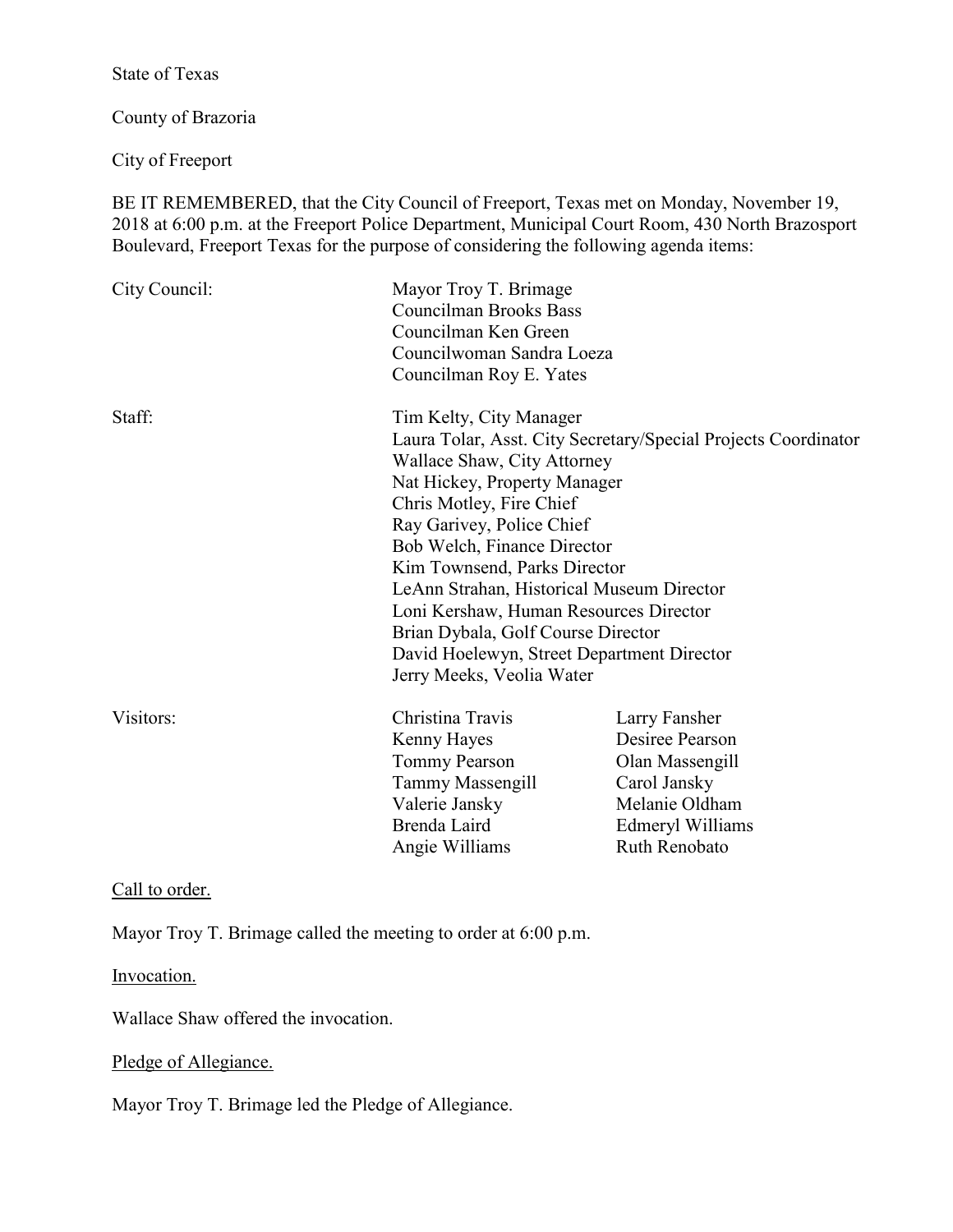State of Texas

County of Brazoria

City of Freeport

BE IT REMEMBERED, that the City Council of Freeport, Texas met on Monday, November 19, 2018 at 6:00 p.m. at the Freeport Police Department, Municipal Court Room, 430 North Brazosport Boulevard, Freeport Texas for the purpose of considering the following agenda items:

City Council:

- Mayor Troy T. Brimage
- Councilman Brooks Bass
- Councilman Ken Green
- Councilwoman Sandra Loeza
- Councilman Roy E. Yates

Staff:

- Tim Kelty, City Manager
- Laura Tolar, Asst. City Secretary/Special Projects Coordinator
- Wallace Shaw, City Attorney
- Nat Hickey, Property Manager
- Chris Motley, Fire Chief
- Ray Garivey, Police Chief
- Bob Welch, Finance Director
- Kim Townsend, Parks Director
- LeAnn Strahan, Historical Museum Director
- Loni Kershaw, Human Resources Director
- Brian Dybala, Golf Course Director
- David Hoelewyn, Street Department Director
- Jerry Meeks, Veolia Water

Visitors:

| | |
|---|---|
| Christina Travis | Larry Fansher |
| Kenny Hayes | Desiree Pearson |
| Tommy Pearson | Olan Massengill |
| Tammy Massengill | Carol Jansky |
| Valerie Jansky | Melanie Oldham |
| Brenda Laird | Edmeryl Williams |
| Angie Williams | Ruth Renobato |

<u>Call to order.</u>

Mayor Troy T. Brimage called the meeting to order at 6:00 p.m.

<u>Invocation.</u>

Wallace Shaw offered the invocation.

<u>Pledge of Allegiance.</u>

Mayor Troy T. Brimage led the Pledge of Allegiance.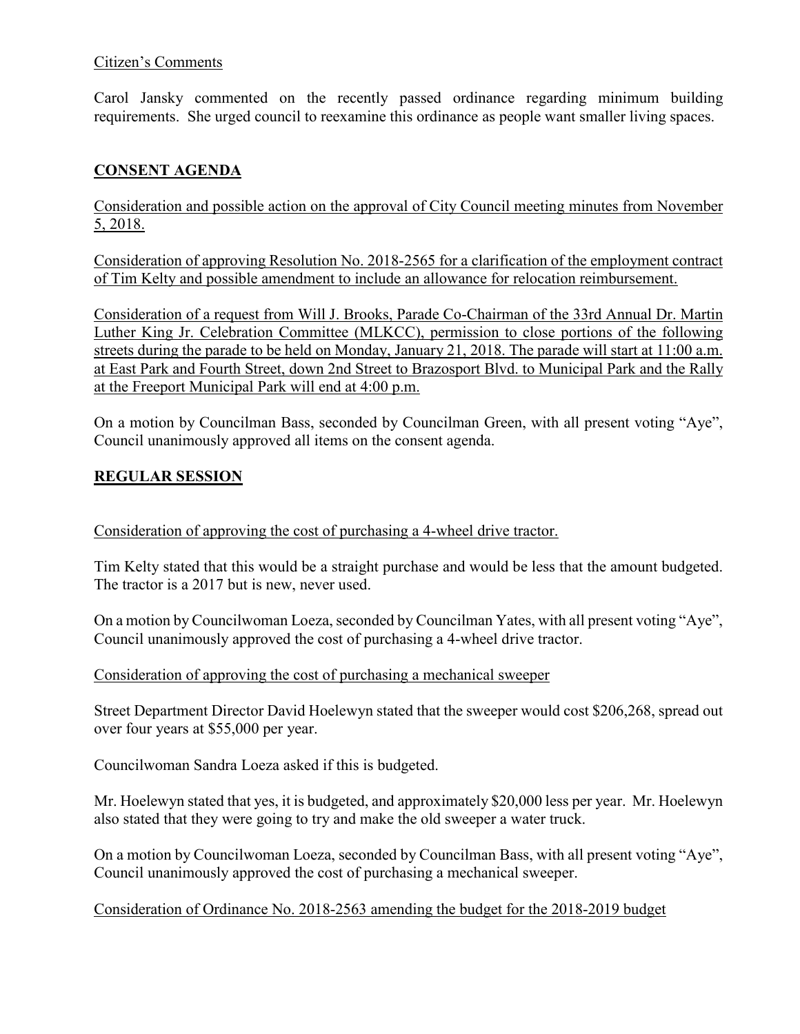Citizen's Comments

Carol Jansky commented on the recently passed ordinance regarding minimum building requirements. She urged council to reexamine this ordinance as people want smaller living spaces.

## CONSENT AGENDA

Consideration and possible action on the approval of City Council meeting minutes from November 5, 2018.

Consideration of approving Resolution No. 2018-2565 for a clarification of the employment contract of Tim Kelty and possible amendment to include an allowance for relocation reimbursement.

Consideration of a request from Will J. Brooks, Parade Co-Chairman of the 33rd Annual Dr. Martin Luther King Jr. Celebration Committee (MLKCC), permission to close portions of the following streets during the parade to be held on Monday, January 21, 2018. The parade will start at 11:00 a.m. at East Park and Fourth Street, down 2nd Street to Brazosport Blvd. to Municipal Park and the Rally at the Freeport Municipal Park will end at 4:00 p.m.

On a motion by Councilman Bass, seconded by Councilman Green, with all present voting "Aye", Council unanimously approved all items on the consent agenda.

## REGULAR SESSION

Consideration of approving the cost of purchasing a 4-wheel drive tractor.

Tim Kelty stated that this would be a straight purchase and would be less that the amount budgeted. The tractor is a 2017 but is new, never used.

On a motion by Councilwoman Loeza, seconded by Councilman Yates, with all present voting "Aye", Council unanimously approved the cost of purchasing a 4-wheel drive tractor.

Consideration of approving the cost of purchasing a mechanical sweeper

Street Department Director David Hoelewyn stated that the sweeper would cost $206,268, spread out over four years at $55,000 per year.

Councilwoman Sandra Loeza asked if this is budgeted.

Mr. Hoelewyn stated that yes, it is budgeted, and approximately $20,000 less per year. Mr. Hoelewyn also stated that they were going to try and make the old sweeper a water truck.

On a motion by Councilwoman Loeza, seconded by Councilman Bass, with all present voting "Aye", Council unanimously approved the cost of purchasing a mechanical sweeper.

Consideration of Ordinance No. 2018-2563 amending the budget for the 2018-2019 budget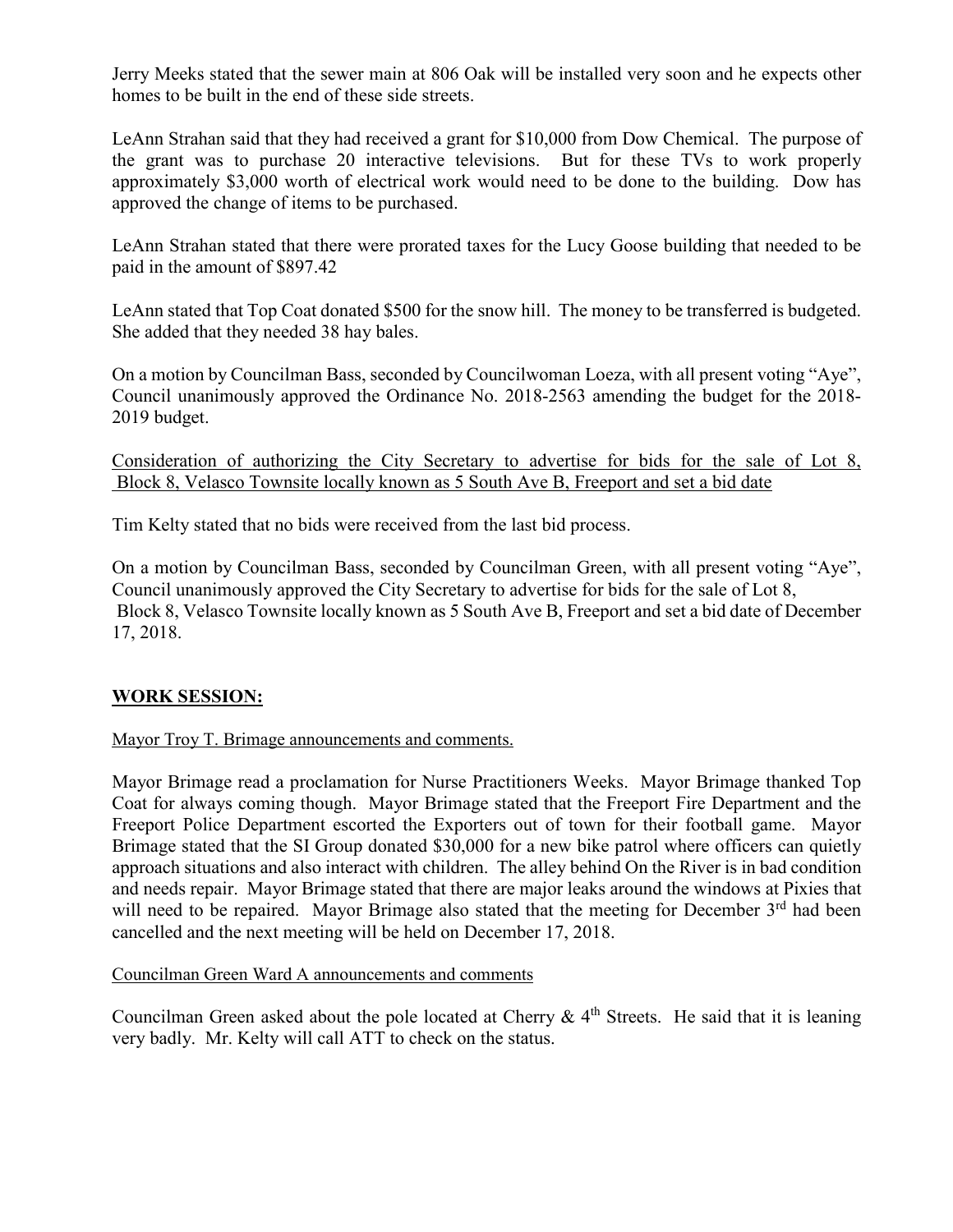Jerry Meeks stated that the sewer main at 806 Oak will be installed very soon and he expects other homes to be built in the end of these side streets.

LeAnn Strahan said that they had received a grant for $10,000 from Dow Chemical. The purpose of the grant was to purchase 20 interactive televisions. But for these TVs to work properly approximately $3,000 worth of electrical work would need to be done to the building. Dow has approved the change of items to be purchased.

LeAnn Strahan stated that there were prorated taxes for the Lucy Goose building that needed to be paid in the amount of $897.42

LeAnn stated that Top Coat donated $500 for the snow hill. The money to be transferred is budgeted. She added that they needed 38 hay bales.

On a motion by Councilman Bass, seconded by Councilwoman Loeza, with all present voting "Aye", Council unanimously approved the Ordinance No. 2018-2563 amending the budget for the 2018-2019 budget.

Consideration of authorizing the City Secretary to advertise for bids for the sale of Lot 8, Block 8, Velasco Townsite locally known as 5 South Ave B, Freeport and set a bid date

Tim Kelty stated that no bids were received from the last bid process.

On a motion by Councilman Bass, seconded by Councilman Green, with all present voting "Aye", Council unanimously approved the City Secretary to advertise for bids for the sale of Lot 8, Block 8, Velasco Townsite locally known as 5 South Ave B, Freeport and set a bid date of December 17, 2018.

## WORK SESSION:

Mayor Troy T. Brimage announcements and comments.

Mayor Brimage read a proclamation for Nurse Practitioners Weeks. Mayor Brimage thanked Top Coat for always coming though. Mayor Brimage stated that the Freeport Fire Department and the Freeport Police Department escorted the Exporters out of town for their football game. Mayor Brimage stated that the SI Group donated $30,000 for a new bike patrol where officers can quietly approach situations and also interact with children. The alley behind On the River is in bad condition and needs repair. Mayor Brimage stated that there are major leaks around the windows at Pixies that will need to be repaired. Mayor Brimage also stated that the meeting for December 3rd had been cancelled and the next meeting will be held on December 17, 2018.

Councilman Green Ward A announcements and comments

Councilman Green asked about the pole located at Cherry & 4th Streets. He said that it is leaning very badly. Mr. Kelty will call ATT to check on the status.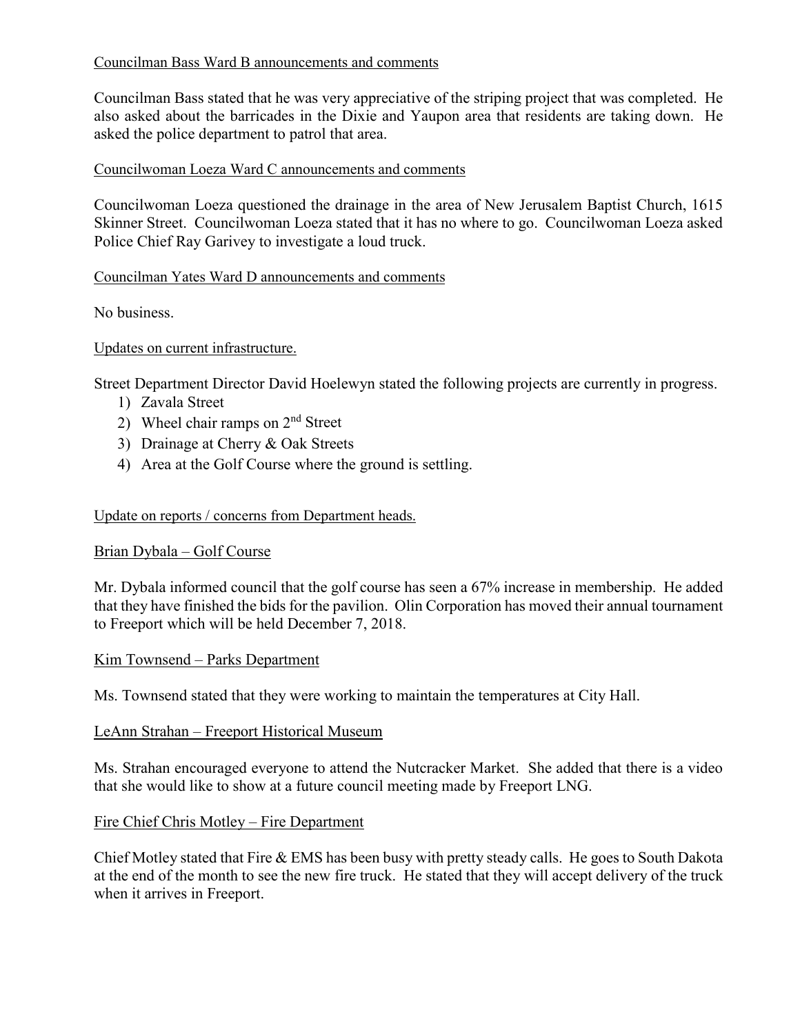Councilman Bass Ward B announcements and comments

Councilman Bass stated that he was very appreciative of the striping project that was completed. He also asked about the barricades in the Dixie and Yaupon area that residents are taking down. He asked the police department to patrol that area.

Councilwoman Loeza Ward C announcements and comments

Councilwoman Loeza questioned the drainage in the area of New Jerusalem Baptist Church, 1615 Skinner Street. Councilwoman Loeza stated that it has no where to go. Councilwoman Loeza asked Police Chief Ray Garivey to investigate a loud truck.

Councilman Yates Ward D announcements and comments

No business.

Updates on current infrastructure.

Street Department Director David Hoelewyn stated the following projects are currently in progress.

1) Zavala Street
2) Wheel chair ramps on 2nd Street
3) Drainage at Cherry & Oak Streets
4) Area at the Golf Course where the ground is settling.

Update on reports / concerns from Department heads.

Brian Dybala – Golf Course

Mr. Dybala informed council that the golf course has seen a 67% increase in membership. He added that they have finished the bids for the pavilion. Olin Corporation has moved their annual tournament to Freeport which will be held December 7, 2018.

Kim Townsend – Parks Department

Ms. Townsend stated that they were working to maintain the temperatures at City Hall.

LeAnn Strahan – Freeport Historical Museum

Ms. Strahan encouraged everyone to attend the Nutcracker Market. She added that there is a video that she would like to show at a future council meeting made by Freeport LNG.

Fire Chief Chris Motley – Fire Department

Chief Motley stated that Fire & EMS has been busy with pretty steady calls. He goes to South Dakota at the end of the month to see the new fire truck. He stated that they will accept delivery of the truck when it arrives in Freeport.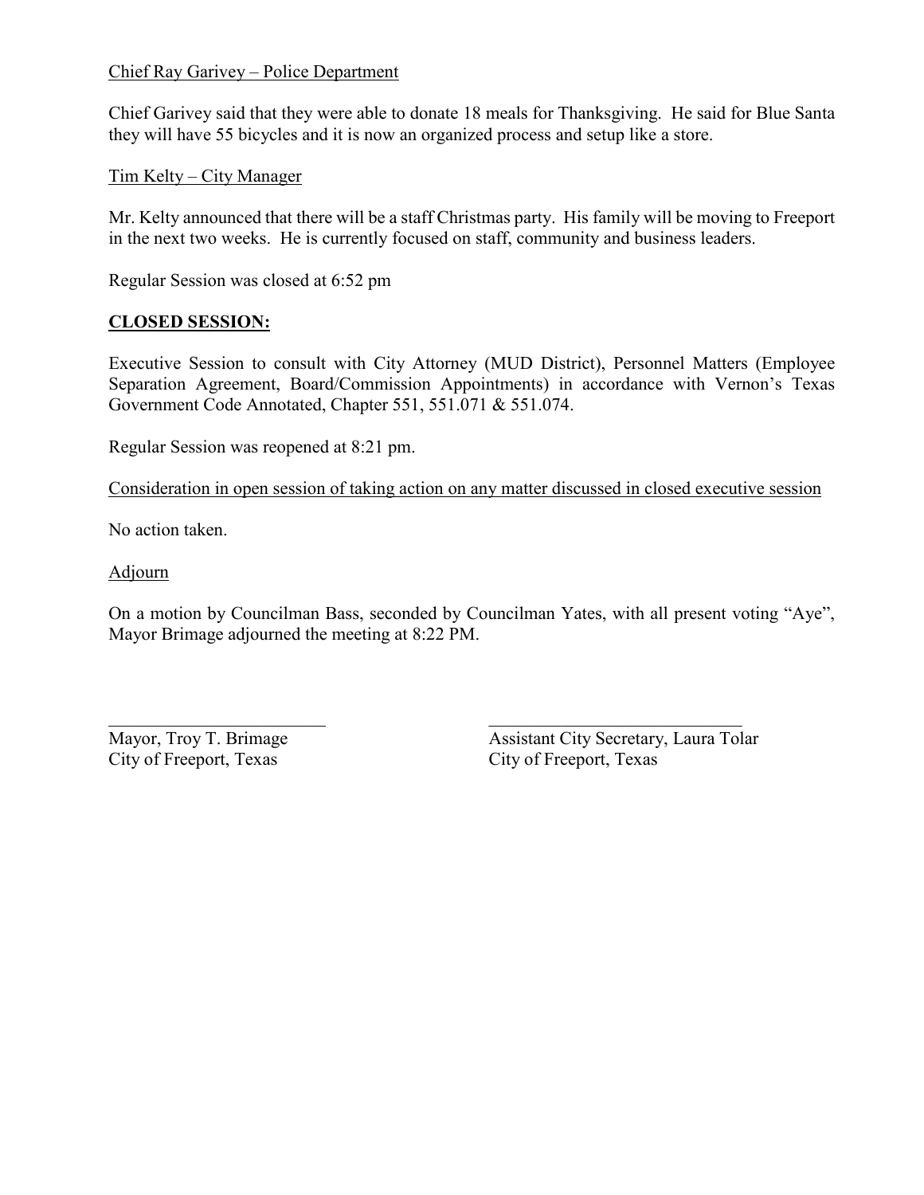Chief Ray Garivey – Police Department

Chief Garivey said that they were able to donate 18 meals for Thanksgiving. He said for Blue Santa they will have 55 bicycles and it is now an organized process and setup like a store.

Tim Kelty – City Manager

Mr. Kelty announced that there will be a staff Christmas party. His family will be moving to Freeport in the next two weeks. He is currently focused on staff, community and business leaders.

Regular Session was closed at 6:52 pm

**CLOSED SESSION:**

Executive Session to consult with City Attorney (MUD District), Personnel Matters (Employee Separation Agreement, Board/Commission Appointments) in accordance with Vernon's Texas Government Code Annotated, Chapter 551, 551.071 & 551.074.

Regular Session was reopened at 8:21 pm.

Consideration in open session of taking action on any matter discussed in closed executive session

No action taken.

Adjourn

On a motion by Councilman Bass, seconded by Councilman Yates, with all present voting "Aye", Mayor Brimage adjourned the meeting at 8:22 PM.

______________________________
Mayor, Troy T. Brimage
City of Freeport, Texas

______________________________
Assistant City Secretary, Laura Tolar
City of Freeport, Texas